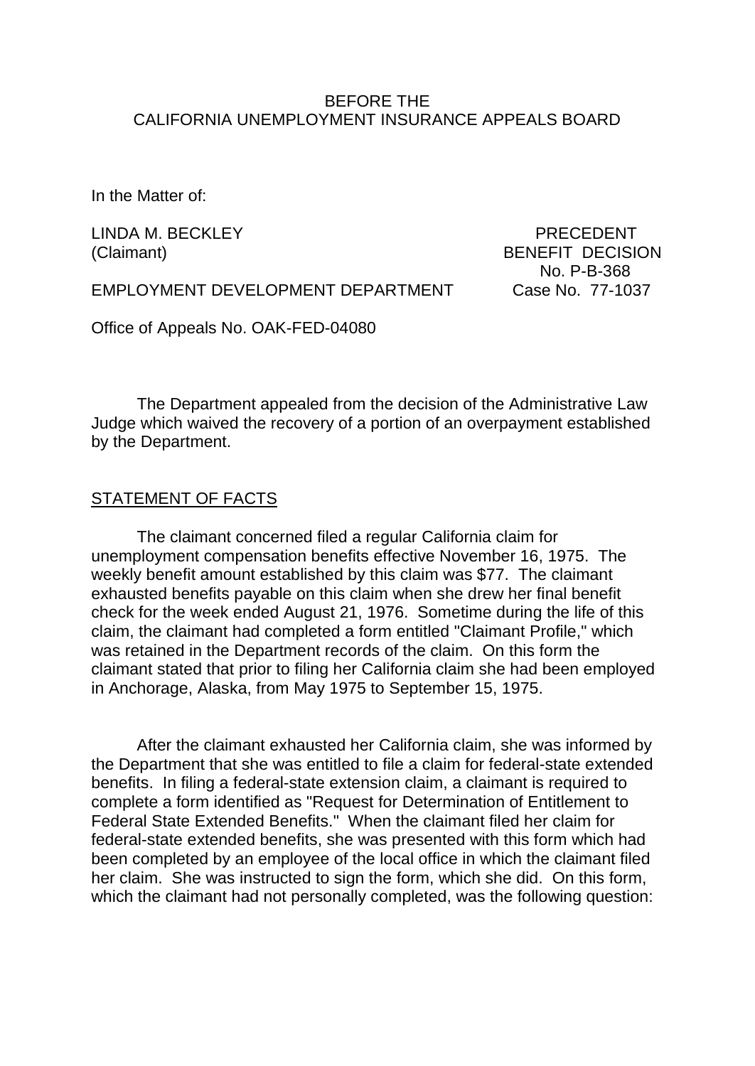BEFORE THE
CALIFORNIA UNEMPLOYMENT INSURANCE APPEALS BOARD

In the Matter of:

LINDA M. BECKLEY
(Claimant)

PRECEDENT
BENEFIT DECISION
No. P-B-368
Case No. 77-1037

EMPLOYMENT DEVELOPMENT DEPARTMENT

Office of Appeals No. OAK-FED-04080

The Department appealed from the decision of the Administrative Law Judge which waived the recovery of a portion of an overpayment established by the Department.

STATEMENT OF FACTS

The claimant concerned filed a regular California claim for unemployment compensation benefits effective November 16, 1975. The weekly benefit amount established by this claim was $77. The claimant exhausted benefits payable on this claim when she drew her final benefit check for the week ended August 21, 1976. Sometime during the life of this claim, the claimant had completed a form entitled "Claimant Profile," which was retained in the Department records of the claim. On this form the claimant stated that prior to filing her California claim she had been employed in Anchorage, Alaska, from May 1975 to September 15, 1975.

After the claimant exhausted her California claim, she was informed by the Department that she was entitled to file a claim for federal-state extended benefits. In filing a federal-state extension claim, a claimant is required to complete a form identified as "Request for Determination of Entitlement to Federal State Extended Benefits." When the claimant filed her claim for federal-state extended benefits, she was presented with this form which had been completed by an employee of the local office in which the claimant filed her claim. She was instructed to sign the form, which she did. On this form, which the claimant had not personally completed, was the following question: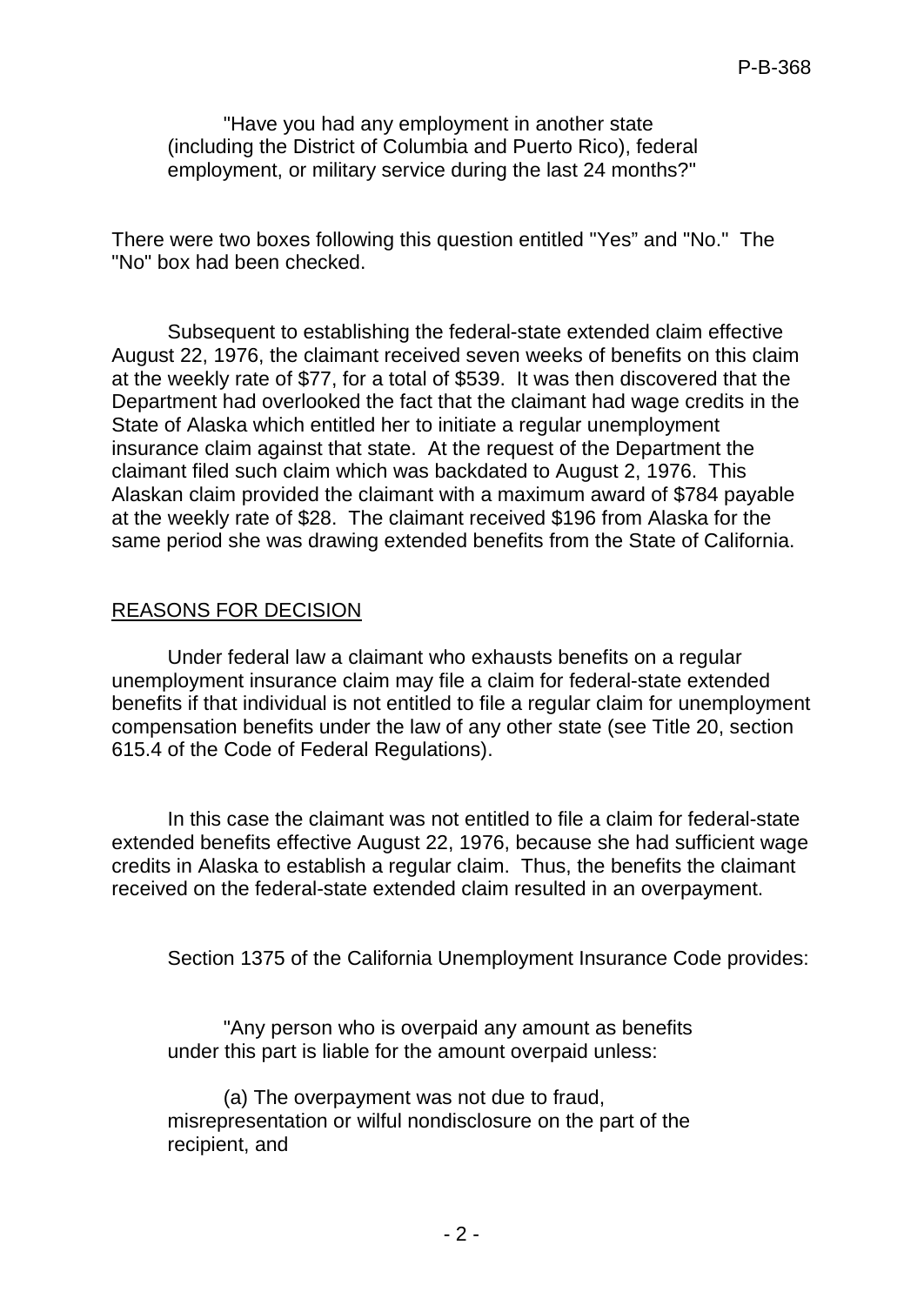> "Have you had any employment in another state (including the District of Columbia and Puerto Rico), federal employment, or military service during the last 24 months?"

There were two boxes following this question entitled "Yes" and "No." The "No" box had been checked.

Subsequent to establishing the federal-state extended claim effective August 22, 1976, the claimant received seven weeks of benefits on this claim at the weekly rate of $77, for a total of $539. It was then discovered that the Department had overlooked the fact that the claimant had wage credits in the State of Alaska which entitled her to initiate a regular unemployment insurance claim against that state. At the request of the Department the claimant filed such claim which was backdated to August 2, 1976. This Alaskan claim provided the claimant with a maximum award of $784 payable at the weekly rate of $28. The claimant received $196 from Alaska for the same period she was drawing extended benefits from the State of California.

## REASONS FOR DECISION

Under federal law a claimant who exhausts benefits on a regular unemployment insurance claim may file a claim for federal-state extended benefits if that individual is not entitled to file a regular claim for unemployment compensation benefits under the law of any other state (see Title 20, section 615.4 of the Code of Federal Regulations).

In this case the claimant was not entitled to file a claim for federal-state extended benefits effective August 22, 1976, because she had sufficient wage credits in Alaska to establish a regular claim. Thus, the benefits the claimant received on the federal-state extended claim resulted in an overpayment.

Section 1375 of the California Unemployment Insurance Code provides:

> "Any person who is overpaid any amount as benefits under this part is liable for the amount overpaid unless:
>
> (a) The overpayment was not due to fraud, misrepresentation or wilful nondisclosure on the part of the recipient, and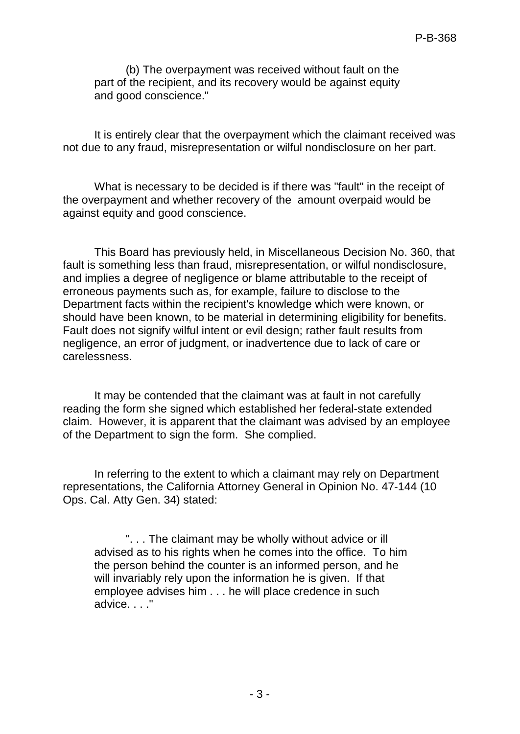> (b) The overpayment was received without fault on the part of the recipient, and its recovery would be against equity and good conscience."

It is entirely clear that the overpayment which the claimant received was not due to any fraud, misrepresentation or wilful nondisclosure on her part.

What is necessary to be decided is if there was "fault" in the receipt of the overpayment and whether recovery of the amount overpaid would be against equity and good conscience.

This Board has previously held, in Miscellaneous Decision No. 360, that fault is something less than fraud, misrepresentation, or wilful nondisclosure, and implies a degree of negligence or blame attributable to the receipt of erroneous payments such as, for example, failure to disclose to the Department facts within the recipient's knowledge which were known, or should have been known, to be material in determining eligibility for benefits. Fault does not signify wilful intent or evil design; rather fault results from negligence, an error of judgment, or inadvertence due to lack of care or carelessness.

It may be contended that the claimant was at fault in not carefully reading the form she signed which established her federal-state extended claim. However, it is apparent that the claimant was advised by an employee of the Department to sign the form. She complied.

In referring to the extent to which a claimant may rely on Department representations, the California Attorney General in Opinion No. 47-144 (10 Ops. Cal. Atty Gen. 34) stated:

> ". . . The claimant may be wholly without advice or ill advised as to his rights when he comes into the office. To him the person behind the counter is an informed person, and he will invariably rely upon the information he is given. If that employee advises him . . . he will place credence in such advice. . . ."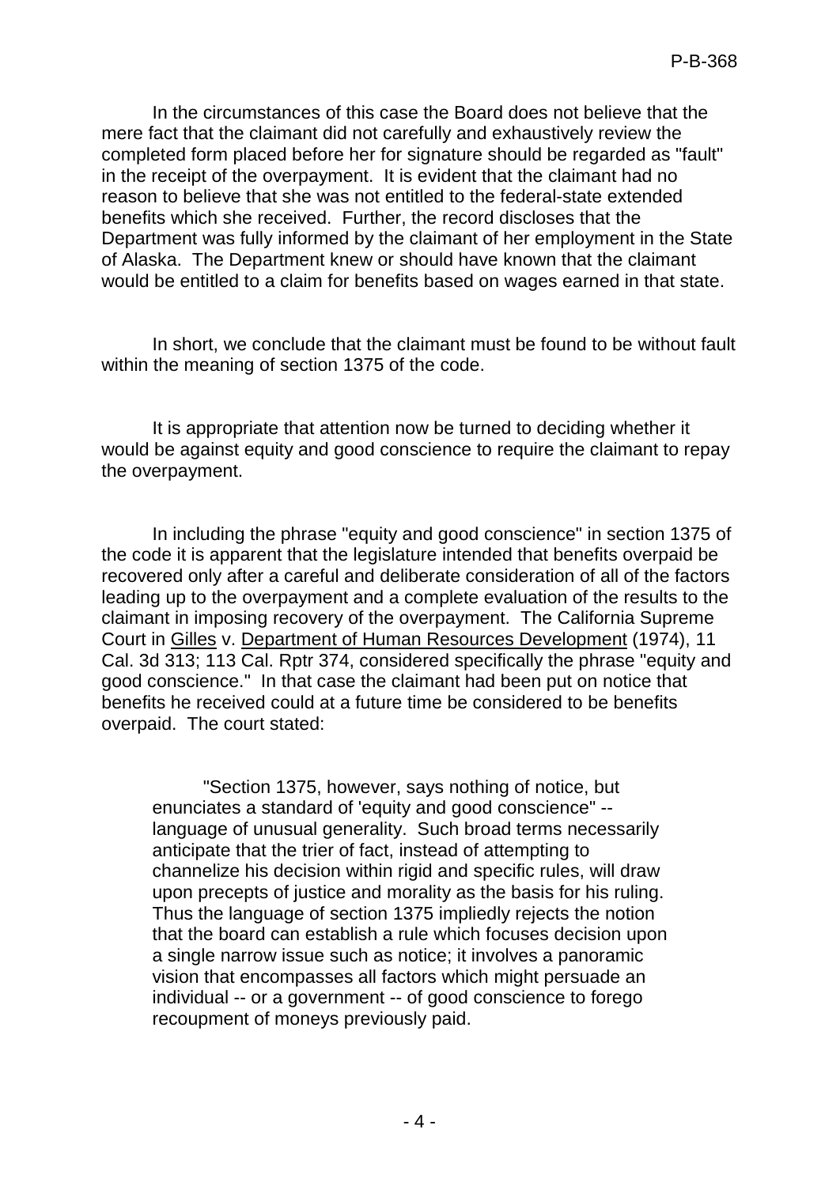In the circumstances of this case the Board does not believe that the mere fact that the claimant did not carefully and exhaustively review the completed form placed before her for signature should be regarded as "fault" in the receipt of the overpayment. It is evident that the claimant had no reason to believe that she was not entitled to the federal-state extended benefits which she received. Further, the record discloses that the Department was fully informed by the claimant of her employment in the State of Alaska. The Department knew or should have known that the claimant would be entitled to a claim for benefits based on wages earned in that state.

In short, we conclude that the claimant must be found to be without fault within the meaning of section 1375 of the code.

It is appropriate that attention now be turned to deciding whether it would be against equity and good conscience to require the claimant to repay the overpayment.

In including the phrase "equity and good conscience" in section 1375 of the code it is apparent that the legislature intended that benefits overpaid be recovered only after a careful and deliberate consideration of all of the factors leading up to the overpayment and a complete evaluation of the results to the claimant in imposing recovery of the overpayment. The California Supreme Court in Gilles v. Department of Human Resources Development (1974), 11 Cal. 3d 313; 113 Cal. Rptr 374, considered specifically the phrase "equity and good conscience." In that case the claimant had been put on notice that benefits he received could at a future time be considered to be benefits overpaid. The court stated:

> "Section 1375, however, says nothing of notice, but enunciates a standard of 'equity and good conscience" -- language of unusual generality. Such broad terms necessarily anticipate that the trier of fact, instead of attempting to channelize his decision within rigid and specific rules, will draw upon precepts of justice and morality as the basis for his ruling. Thus the language of section 1375 impliedly rejects the notion that the board can establish a rule which focuses decision upon a single narrow issue such as notice; it involves a panoramic vision that encompasses all factors which might persuade an individual -- or a government -- of good conscience to forego recoupment of moneys previously paid.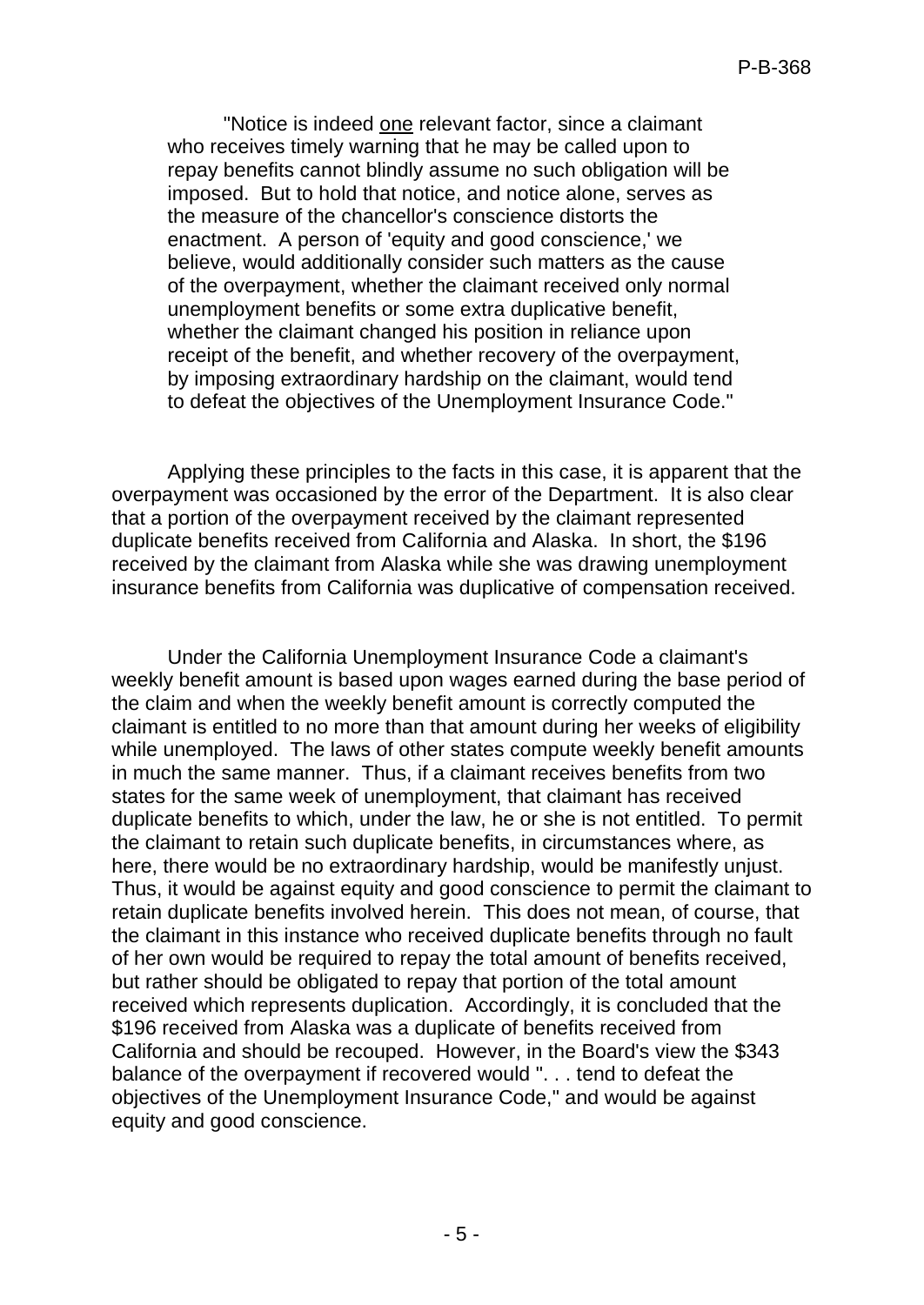> "Notice is indeed <u>one</u> relevant factor, since a claimant who receives timely warning that he may be called upon to repay benefits cannot blindly assume no such obligation will be imposed. But to hold that notice, and notice alone, serves as the measure of the chancellor's conscience distorts the enactment. A person of 'equity and good conscience,' we believe, would additionally consider such matters as the cause of the overpayment, whether the claimant received only normal unemployment benefits or some extra duplicative benefit, whether the claimant changed his position in reliance upon receipt of the benefit, and whether recovery of the overpayment, by imposing extraordinary hardship on the claimant, would tend to defeat the objectives of the Unemployment Insurance Code."

Applying these principles to the facts in this case, it is apparent that the overpayment was occasioned by the error of the Department. It is also clear that a portion of the overpayment received by the claimant represented duplicate benefits received from California and Alaska. In short, the $196 received by the claimant from Alaska while she was drawing unemployment insurance benefits from California was duplicative of compensation received.

Under the California Unemployment Insurance Code a claimant's weekly benefit amount is based upon wages earned during the base period of the claim and when the weekly benefit amount is correctly computed the claimant is entitled to no more than that amount during her weeks of eligibility while unemployed. The laws of other states compute weekly benefit amounts in much the same manner. Thus, if a claimant receives benefits from two states for the same week of unemployment, that claimant has received duplicate benefits to which, under the law, he or she is not entitled. To permit the claimant to retain such duplicate benefits, in circumstances where, as here, there would be no extraordinary hardship, would be manifestly unjust. Thus, it would be against equity and good conscience to permit the claimant to retain duplicate benefits involved herein. This does not mean, of course, that the claimant in this instance who received duplicate benefits through no fault of her own would be required to repay the total amount of benefits received, but rather should be obligated to repay that portion of the total amount received which represents duplication. Accordingly, it is concluded that the $196 received from Alaska was a duplicate of benefits received from California and should be recouped. However, in the Board's view the $343 balance of the overpayment if recovered would ". . . tend to defeat the objectives of the Unemployment Insurance Code," and would be against equity and good conscience.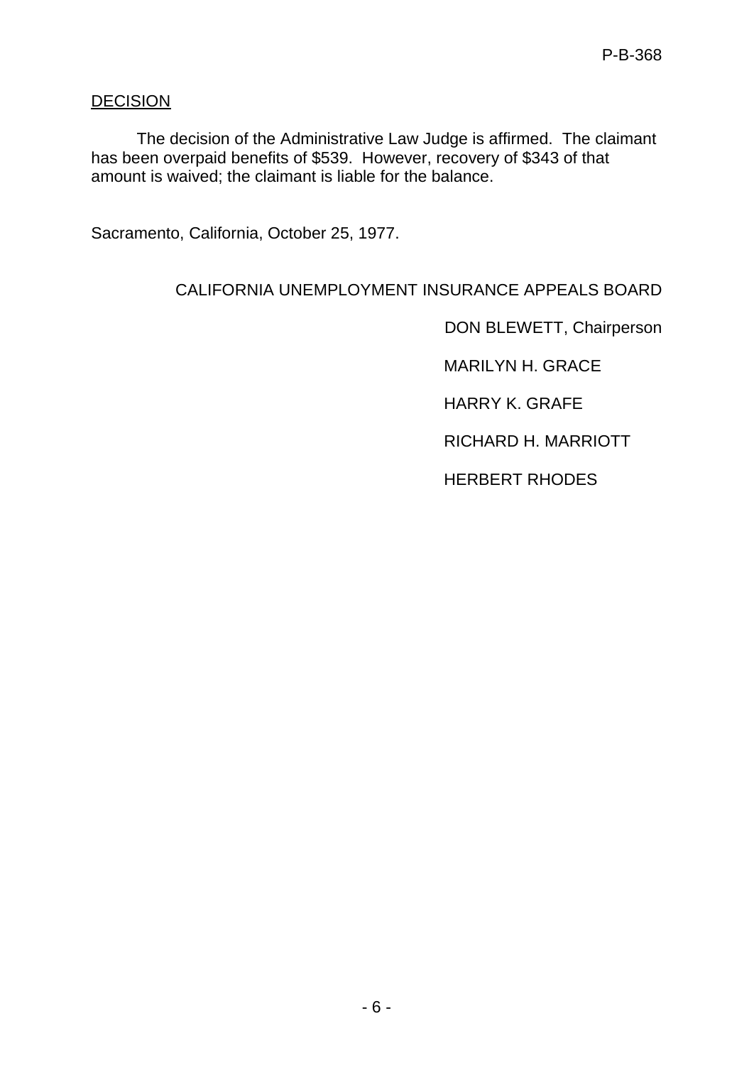## DECISION

The decision of the Administrative Law Judge is affirmed. The claimant has been overpaid benefits of $539. However, recovery of $343 of that amount is waived; the claimant is liable for the balance.

Sacramento, California, October 25, 1977.

CALIFORNIA UNEMPLOYMENT INSURANCE APPEALS BOARD

DON BLEWETT, Chairperson

MARILYN H. GRACE

HARRY K. GRAFE

RICHARD H. MARRIOTT

HERBERT RHODES